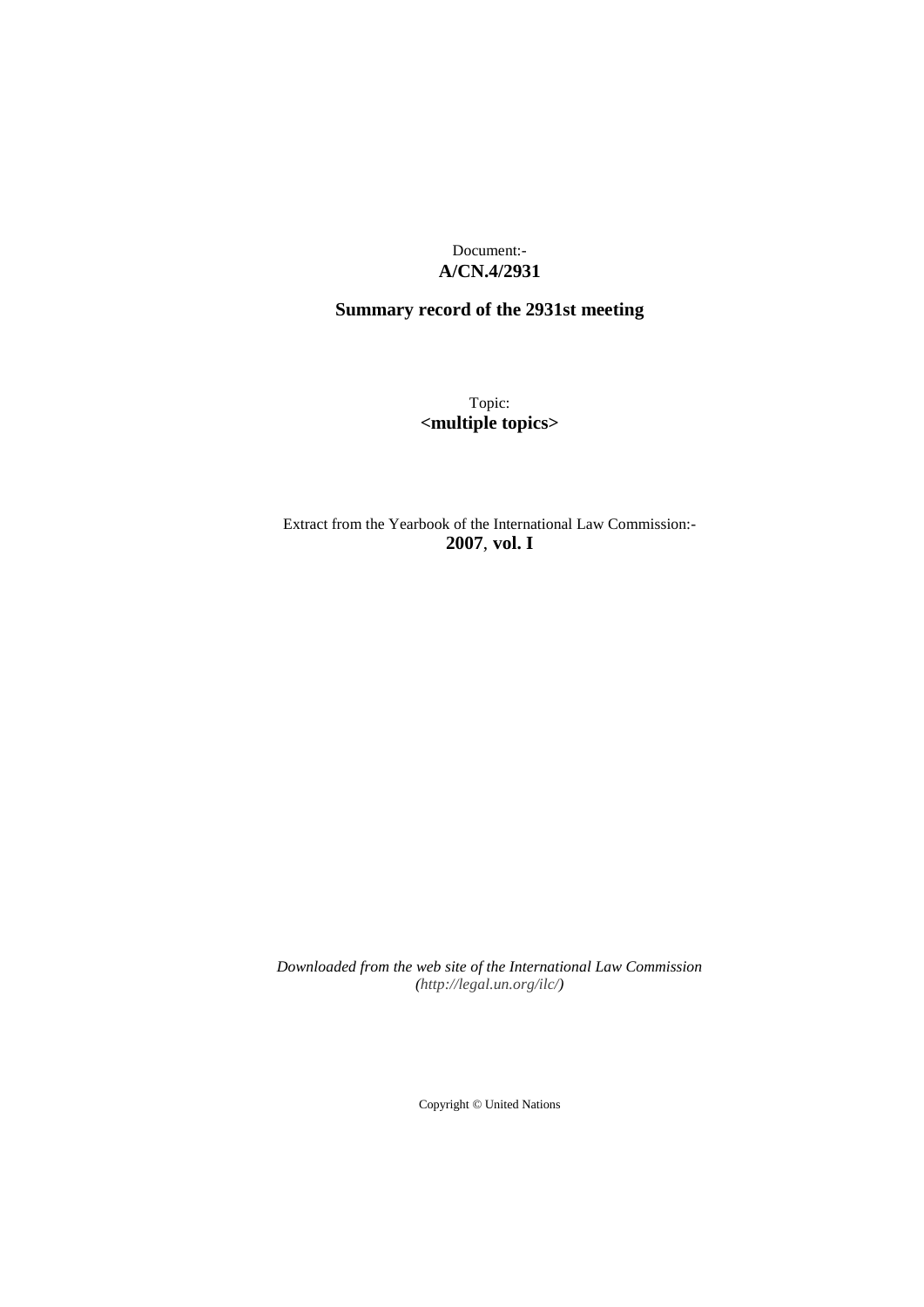Document:-
**A/CN.4/2931**

**Summary record of the 2931st meeting**

Topic:
**<multiple topics>**

Extract from the Yearbook of the International Law Commission:-
**2007**, **vol. I**

*Downloaded from the web site of the International Law Commission (http://legal.un.org/ilc/)*

Copyright © United Nations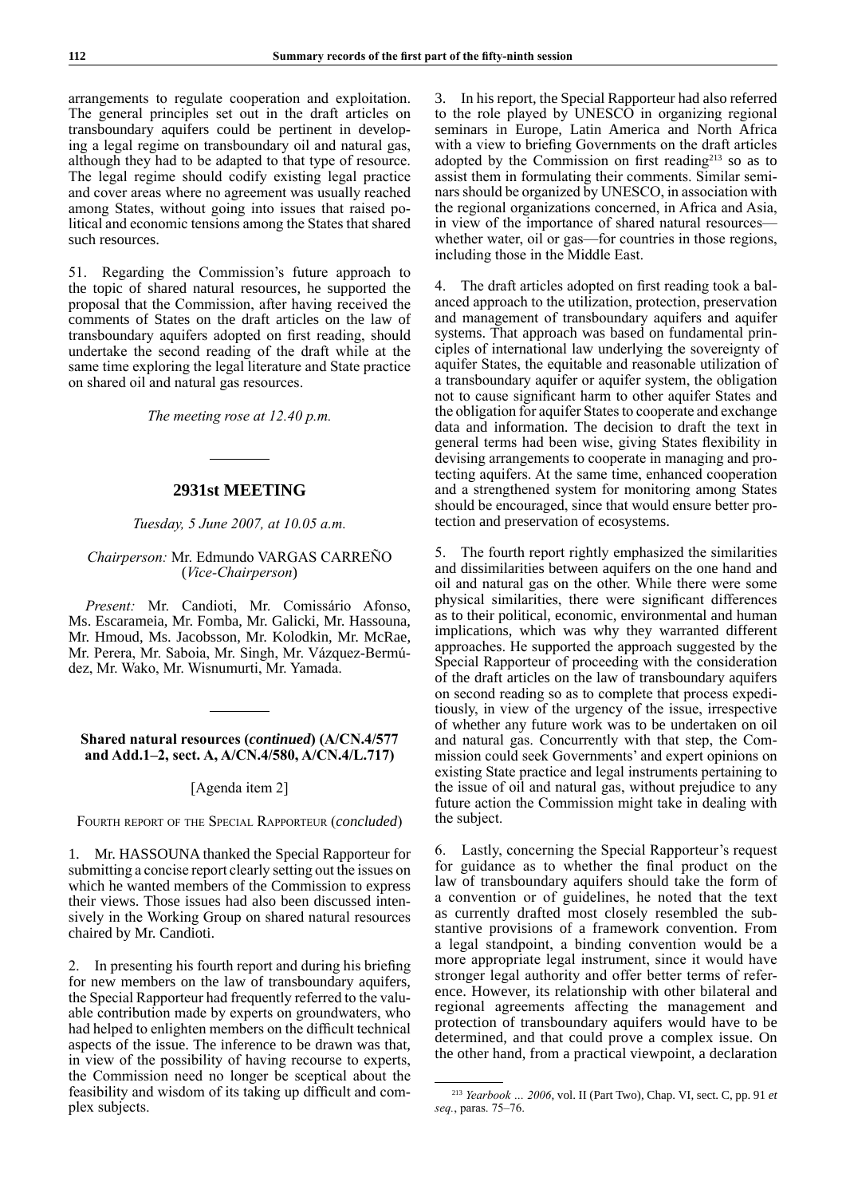arrangements to regulate cooperation and exploitation. The general principles set out in the draft articles on transboundary aquifers could be pertinent in developing a legal regime on transboundary oil and natural gas, although they had to be adapted to that type of resource. The legal regime should codify existing legal practice and cover areas where no agreement was usually reached among States, without going into issues that raised political and economic tensions among the States that shared such resources.

51. Regarding the Commission's future approach to the topic of shared natural resources, he supported the proposal that the Commission, after having received the comments of States on the draft articles on the law of transboundary aquifers adopted on first reading, should undertake the second reading of the draft while at the same time exploring the legal literature and State practice on shared oil and natural gas resources.

*The meeting rose at 12.40 p.m.*

---

## 2931st MEETING

*Tuesday, 5 June 2007, at 10.05 a.m.*

*Chairperson:* Mr. Edmundo VARGAS CARREÑO (*Vice-Chairperson*)

*Present:* Mr. Candioti, Mr. Comissário Afonso, Ms. Escarameia, Mr. Fomba, Mr. Galicki, Mr. Hassouna, Mr. Hmoud, Ms. Jacobsson, Mr. Kolodkin, Mr. McRae, Mr. Perera, Mr. Saboia, Mr. Singh, Mr. Vázquez-Bermúdez, Mr. Wako, Mr. Wisnumurti, Mr. Yamada.

---

### Shared natural resources (*continued*) (A/CN.4/577 and Add.1–2, sect. A, A/CN.4/580, A/CN.4/L.717)

[Agenda item 2]

Fourth report of the Special Rapporteur (*concluded*)

1. Mr. HASSOUNA thanked the Special Rapporteur for submitting a concise report clearly setting out the issues on which he wanted members of the Commission to express their views. Those issues had also been discussed intensively in the Working Group on shared natural resources chaired by Mr. Candioti.

2. In presenting his fourth report and during his briefing for new members on the law of transboundary aquifers, the Special Rapporteur had frequently referred to the valuable contribution made by experts on groundwaters, who had helped to enlighten members on the difficult technical aspects of the issue. The inference to be drawn was that, in view of the possibility of having recourse to experts, the Commission need no longer be sceptical about the feasibility and wisdom of its taking up difficult and complex subjects.

3. In his report, the Special Rapporteur had also referred to the role played by UNESCO in organizing regional seminars in Europe, Latin America and North Africa with a view to briefing Governments on the draft articles adopted by the Commission on first reading[213] so as to assist them in formulating their comments. Similar seminars should be organized by UNESCO, in association with the regional organizations concerned, in Africa and Asia, in view of the importance of shared natural resources—whether water, oil or gas—for countries in those regions, including those in the Middle East.

4. The draft articles adopted on first reading took a balanced approach to the utilization, protection, preservation and management of transboundary aquifers and aquifer systems. That approach was based on fundamental principles of international law underlying the sovereignty of aquifer States, the equitable and reasonable utilization of a transboundary aquifer or aquifer system, the obligation not to cause significant harm to other aquifer States and the obligation for aquifer States to cooperate and exchange data and information. The decision to draft the text in general terms had been wise, giving States flexibility in devising arrangements to cooperate in managing and protecting aquifers. At the same time, enhanced cooperation and a strengthened system for monitoring among States should be encouraged, since that would ensure better protection and preservation of ecosystems.

5. The fourth report rightly emphasized the similarities and dissimilarities between aquifers on the one hand and oil and natural gas on the other. While there were some physical similarities, there were significant differences as to their political, economic, environmental and human implications, which was why they warranted different approaches. He supported the approach suggested by the Special Rapporteur of proceeding with the consideration of the draft articles on the law of transboundary aquifers on second reading so as to complete that process expeditiously, in view of the urgency of the issue, irrespective of whether any future work was to be undertaken on oil and natural gas. Concurrently with that step, the Commission could seek Governments' and expert opinions on existing State practice and legal instruments pertaining to the issue of oil and natural gas, without prejudice to any future action the Commission might take in dealing with the subject.

6. Lastly, concerning the Special Rapporteur's request for guidance as to whether the final product on the law of transboundary aquifers should take the form of a convention or of guidelines, he noted that the text as currently drafted most closely resembled the substantive provisions of a framework convention. From a legal standpoint, a binding convention would be a more appropriate legal instrument, since it would have stronger legal authority and offer better terms of reference. However, its relationship with other bilateral and regional agreements affecting the management and protection of transboundary aquifers would have to be determined, and that could prove a complex issue. On the other hand, from a practical viewpoint, a declaration

---

[213] *Yearbook ... 2006*, vol. II (Part Two), Chap. VI, sect. C, pp. 91 *et seq.*, paras. 75–76.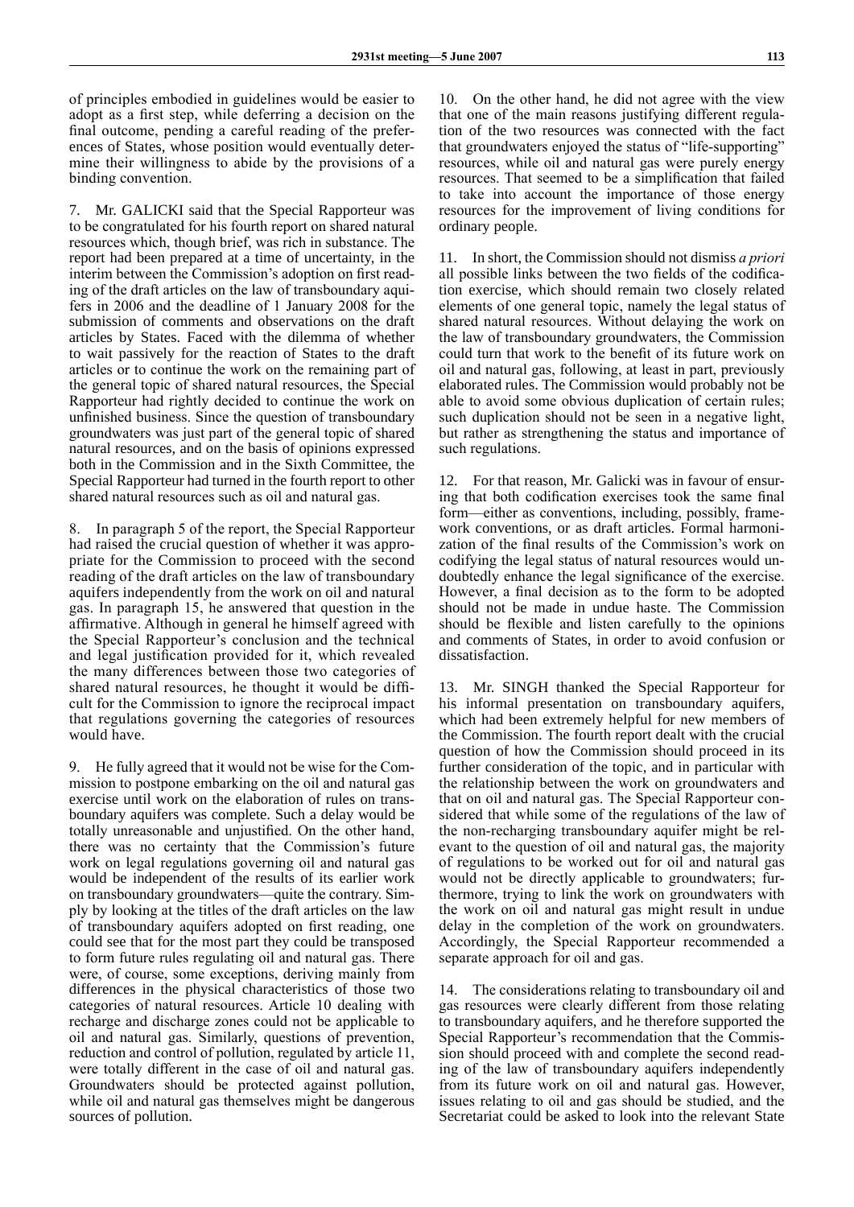of principles embodied in guidelines would be easier to adopt as a first step, while deferring a decision on the final outcome, pending a careful reading of the preferences of States, whose position would eventually determine their willingness to abide by the provisions of a binding convention.

7. Mr. GALICKI said that the Special Rapporteur was to be congratulated for his fourth report on shared natural resources which, though brief, was rich in substance. The report had been prepared at a time of uncertainty, in the interim between the Commission's adoption on first reading of the draft articles on the law of transboundary aquifers in 2006 and the deadline of 1 January 2008 for the submission of comments and observations on the draft articles by States. Faced with the dilemma of whether to wait passively for the reaction of States to the draft articles or to continue the work on the remaining part of the general topic of shared natural resources, the Special Rapporteur had rightly decided to continue the work on unfinished business. Since the question of transboundary groundwaters was just part of the general topic of shared natural resources, and on the basis of opinions expressed both in the Commission and in the Sixth Committee, the Special Rapporteur had turned in the fourth report to other shared natural resources such as oil and natural gas.

8. In paragraph 5 of the report, the Special Rapporteur had raised the crucial question of whether it was appropriate for the Commission to proceed with the second reading of the draft articles on the law of transboundary aquifers independently from the work on oil and natural gas. In paragraph 15, he answered that question in the affirmative. Although in general he himself agreed with the Special Rapporteur's conclusion and the technical and legal justification provided for it, which revealed the many differences between those two categories of shared natural resources, he thought it would be difficult for the Commission to ignore the reciprocal impact that regulations governing the categories of resources would have.

9. He fully agreed that it would not be wise for the Commission to postpone embarking on the oil and natural gas exercise until work on the elaboration of rules on transboundary aquifers was complete. Such a delay would be totally unreasonable and unjustified. On the other hand, there was no certainty that the Commission's future work on legal regulations governing oil and natural gas would be independent of the results of its earlier work on transboundary groundwaters—quite the contrary. Simply by looking at the titles of the draft articles on the law of transboundary aquifers adopted on first reading, one could see that for the most part they could be transposed to form future rules regulating oil and natural gas. There were, of course, some exceptions, deriving mainly from differences in the physical characteristics of those two categories of natural resources. Article 10 dealing with recharge and discharge zones could not be applicable to oil and natural gas. Similarly, questions of prevention, reduction and control of pollution, regulated by article 11, were totally different in the case of oil and natural gas. Groundwaters should be protected against pollution, while oil and natural gas themselves might be dangerous sources of pollution.

10. On the other hand, he did not agree with the view that one of the main reasons justifying different regulation of the two resources was connected with the fact that groundwaters enjoyed the status of "life-supporting" resources, while oil and natural gas were purely energy resources. That seemed to be a simplification that failed to take into account the importance of those energy resources for the improvement of living conditions for ordinary people.

11. In short, the Commission should not dismiss *a priori* all possible links between the two fields of the codification exercise, which should remain two closely related elements of one general topic, namely the legal status of shared natural resources. Without delaying the work on the law of transboundary groundwaters, the Commission could turn that work to the benefit of its future work on oil and natural gas, following, at least in part, previously elaborated rules. The Commission would probably not be able to avoid some obvious duplication of certain rules; such duplication should not be seen in a negative light, but rather as strengthening the status and importance of such regulations.

12. For that reason, Mr. Galicki was in favour of ensuring that both codification exercises took the same final form—either as conventions, including, possibly, framework conventions, or as draft articles. Formal harmonization of the final results of the Commission's work on codifying the legal status of natural resources would undoubtedly enhance the legal significance of the exercise. However, a final decision as to the form to be adopted should not be made in undue haste. The Commission should be flexible and listen carefully to the opinions and comments of States, in order to avoid confusion or dissatisfaction.

13. Mr. SINGH thanked the Special Rapporteur for his informal presentation on transboundary aquifers, which had been extremely helpful for new members of the Commission. The fourth report dealt with the crucial question of how the Commission should proceed in its further consideration of the topic, and in particular with the relationship between the work on groundwaters and that on oil and natural gas. The Special Rapporteur considered that while some of the regulations of the law of the non-recharging transboundary aquifer might be relevant to the question of oil and natural gas, the majority of regulations to be worked out for oil and natural gas would not be directly applicable to groundwaters; furthermore, trying to link the work on groundwaters with the work on oil and natural gas might result in undue delay in the completion of the work on groundwaters. Accordingly, the Special Rapporteur recommended a separate approach for oil and gas.

14. The considerations relating to transboundary oil and gas resources were clearly different from those relating to transboundary aquifers, and he therefore supported the Special Rapporteur's recommendation that the Commission should proceed with and complete the second reading of the law of transboundary aquifers independently from its future work on oil and natural gas. However, issues relating to oil and gas should be studied, and the Secretariat could be asked to look into the relevant State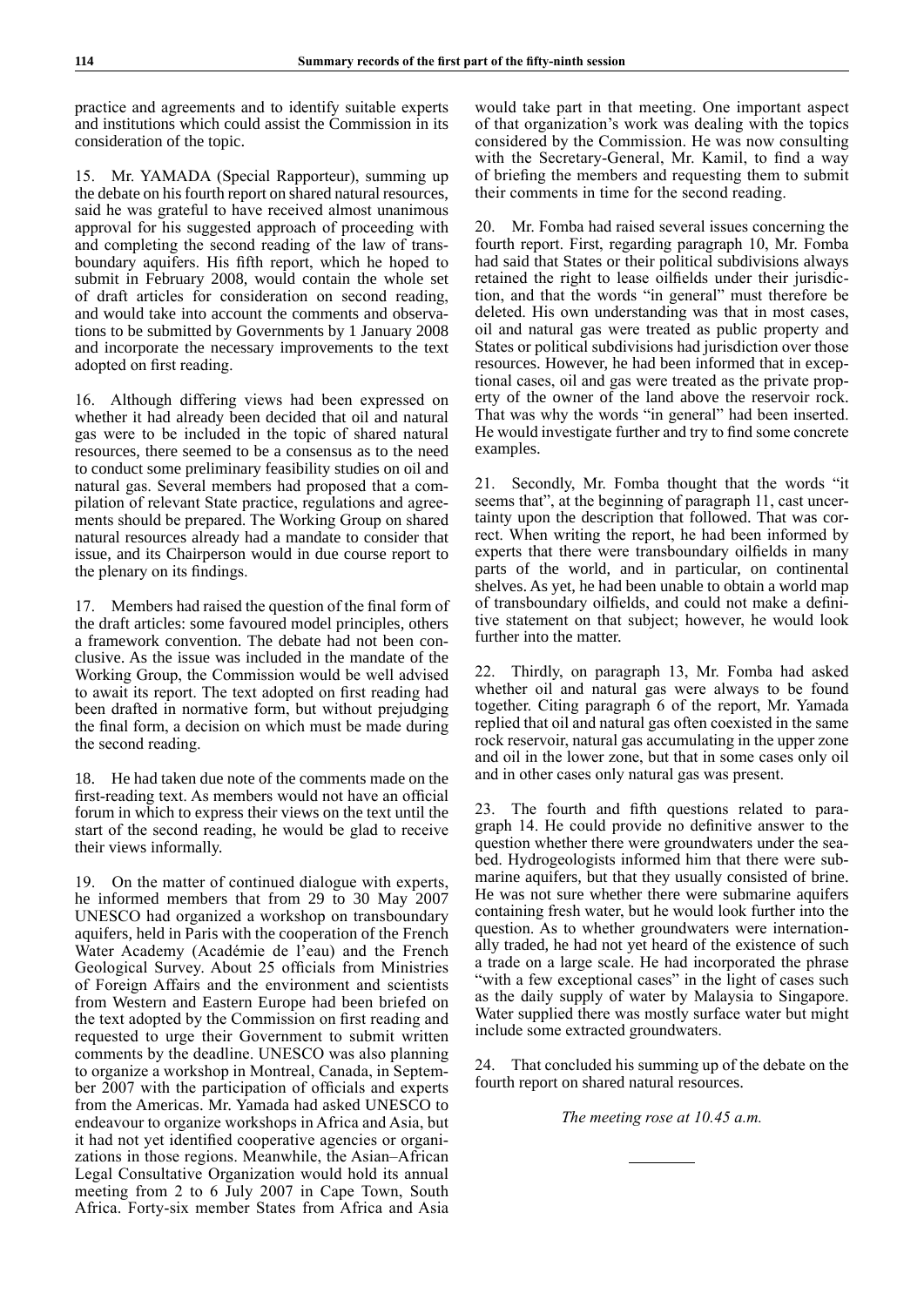practice and agreements and to identify suitable experts and institutions which could assist the Commission in its consideration of the topic.

15. Mr. YAMADA (Special Rapporteur), summing up the debate on his fourth report on shared natural resources, said he was grateful to have received almost unanimous approval for his suggested approach of proceeding with and completing the second reading of the law of transboundary aquifers. His fifth report, which he hoped to submit in February 2008, would contain the whole set of draft articles for consideration on second reading, and would take into account the comments and observations to be submitted by Governments by 1 January 2008 and incorporate the necessary improvements to the text adopted on first reading.

16. Although differing views had been expressed on whether it had already been decided that oil and natural gas were to be included in the topic of shared natural resources, there seemed to be a consensus as to the need to conduct some preliminary feasibility studies on oil and natural gas. Several members had proposed that a compilation of relevant State practice, regulations and agreements should be prepared. The Working Group on shared natural resources already had a mandate to consider that issue, and its Chairperson would in due course report to the plenary on its findings.

17. Members had raised the question of the final form of the draft articles: some favoured model principles, others a framework convention. The debate had not been conclusive. As the issue was included in the mandate of the Working Group, the Commission would be well advised to await its report. The text adopted on first reading had been drafted in normative form, but without prejudging the final form, a decision on which must be made during the second reading.

18. He had taken due note of the comments made on the first-reading text. As members would not have an official forum in which to express their views on the text until the start of the second reading, he would be glad to receive their views informally.

19. On the matter of continued dialogue with experts, he informed members that from 29 to 30 May 2007 UNESCO had organized a workshop on transboundary aquifers, held in Paris with the cooperation of the French Water Academy (Académie de l'eau) and the French Geological Survey. About 25 officials from Ministries of Foreign Affairs and the environment and scientists from Western and Eastern Europe had been briefed on the text adopted by the Commission on first reading and requested to urge their Government to submit written comments by the deadline. UNESCO was also planning to organize a workshop in Montreal, Canada, in September 2007 with the participation of officials and experts from the Americas. Mr. Yamada had asked UNESCO to endeavour to organize workshops in Africa and Asia, but it had not yet identified cooperative agencies or organizations in those regions. Meanwhile, the Asian–African Legal Consultative Organization would hold its annual meeting from 2 to 6 July 2007 in Cape Town, South Africa. Forty-six member States from Africa and Asia would take part in that meeting. One important aspect of that organization's work was dealing with the topics considered by the Commission. He was now consulting with the Secretary-General, Mr. Kamil, to find a way of briefing the members and requesting them to submit their comments in time for the second reading.

20. Mr. Fomba had raised several issues concerning the fourth report. First, regarding paragraph 10, Mr. Fomba had said that States or their political subdivisions always retained the right to lease oilfields under their jurisdiction, and that the words "in general" must therefore be deleted. His own understanding was that in most cases, oil and natural gas were treated as public property and States or political subdivisions had jurisdiction over those resources. However, he had been informed that in exceptional cases, oil and gas were treated as the private property of the owner of the land above the reservoir rock. That was why the words "in general" had been inserted. He would investigate further and try to find some concrete examples.

21. Secondly, Mr. Fomba thought that the words "it seems that", at the beginning of paragraph 11, cast uncertainty upon the description that followed. That was correct. When writing the report, he had been informed by experts that there were transboundary oilfields in many parts of the world, and in particular, on continental shelves. As yet, he had been unable to obtain a world map of transboundary oilfields, and could not make a definitive statement on that subject; however, he would look further into the matter.

22. Thirdly, on paragraph 13, Mr. Fomba had asked whether oil and natural gas were always to be found together. Citing paragraph 6 of the report, Mr. Yamada replied that oil and natural gas often coexisted in the same rock reservoir, natural gas accumulating in the upper zone and oil in the lower zone, but that in some cases only oil and in other cases only natural gas was present.

23. The fourth and fifth questions related to paragraph 14. He could provide no definitive answer to the question whether there were groundwaters under the seabed. Hydrogeologists informed him that there were submarine aquifers, but that they usually consisted of brine. He was not sure whether there were submarine aquifers containing fresh water, but he would look further into the question. As to whether groundwaters were internationally traded, he had not yet heard of the existence of such a trade on a large scale. He had incorporated the phrase "with a few exceptional cases" in the light of cases such as the daily supply of water by Malaysia to Singapore. Water supplied there was mostly surface water but might include some extracted groundwaters.

24. That concluded his summing up of the debate on the fourth report on shared natural resources.

*The meeting rose at 10.45 a.m.*